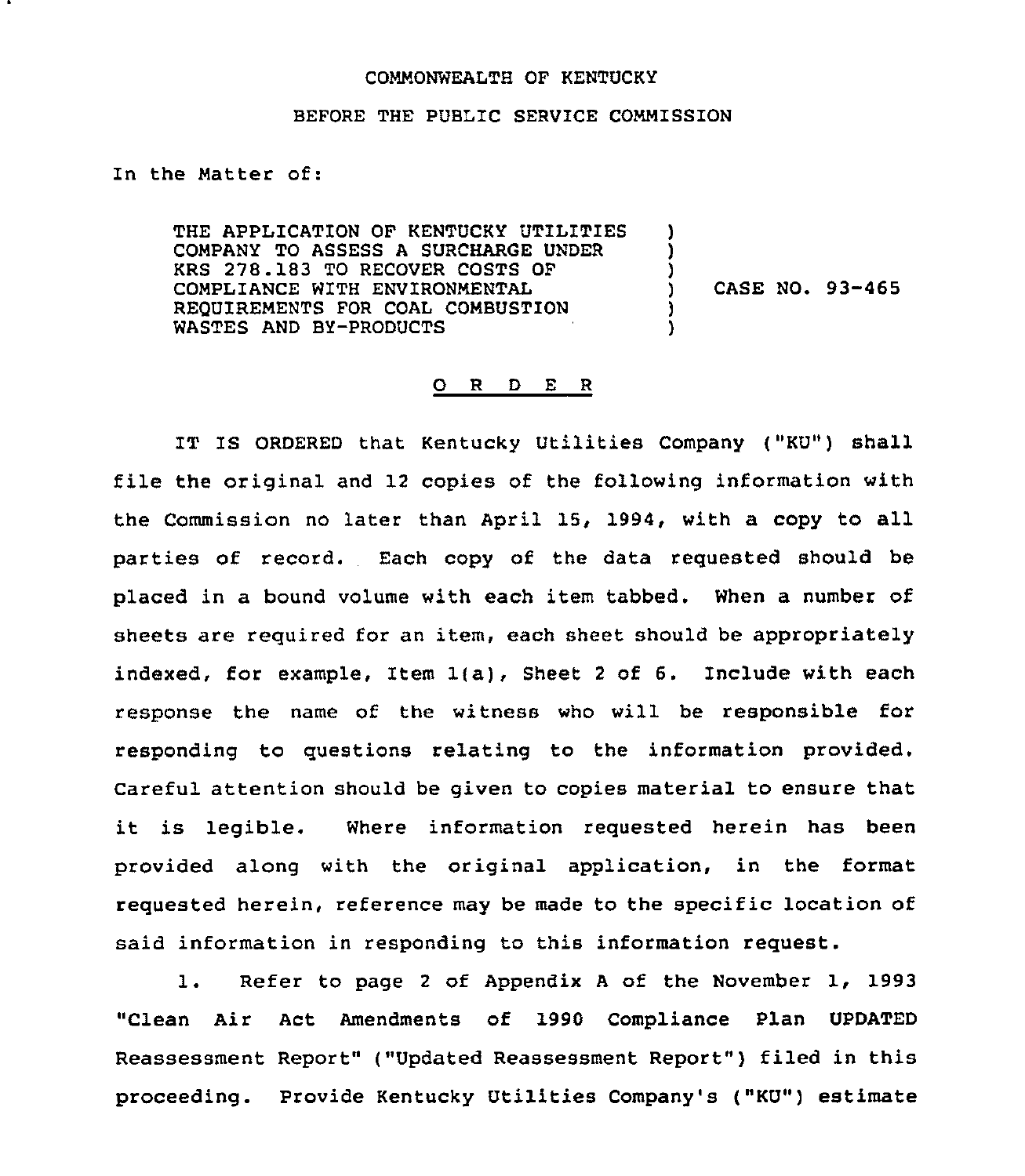COMMONWEALTH OF KENTUCKY

BEFORE THE PUBLIC SERVICE COMMISSION

In the Matter of:

| | | |
|---|---|---|
| THE APPLICATION OF KENTUCKY UTILITIES COMPANY TO ASSESS A SURCHARGE UNDER KRS 278.183 TO RECOVER COSTS OF COMPLIANCE WITH ENVIRONMENTAL REQUIREMENTS FOR COAL COMBUSTION WASTES AND BY-PRODUCTS | ) | CASE NO. 93-465 |

## O R D E R

IT IS ORDERED that Kentucky Utilities Company ("KU") shall file the original and 12 copies of the following information with the Commission no later than April 15, 1994, with a copy to all parties of record. Each copy of the data requested should be placed in a bound volume with each item tabbed. When a number of sheets are required for an item, each sheet should be appropriately indexed, for example, Item 1(a), Sheet 2 of 6. Include with each response the name of the witness who will be responsible for responding to questions relating to the information provided. Careful attention should be given to copies material to ensure that it is legible. Where information requested herein has been provided along with the original application, in the format requested herein, reference may be made to the specific location of said information in responding to this information request.

1. Refer to page 2 of Appendix A of the November 1, 1993 "Clean Air Act Amendments of 1990 Compliance Plan UPDATED Reassessment Report" ("Updated Reassessment Report") filed in this proceeding. Provide Kentucky Utilities Company's ("KU") estimate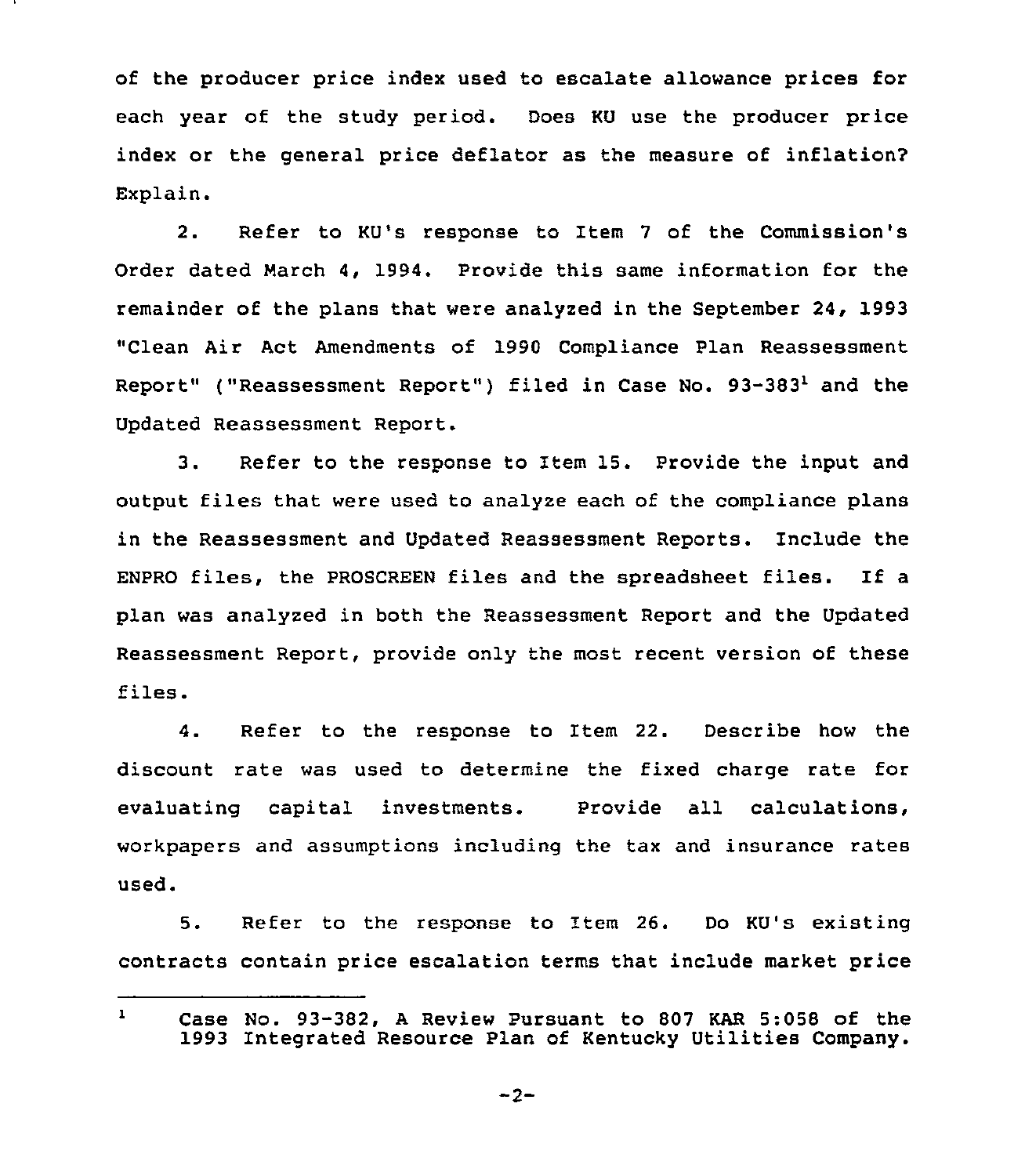of the producer price index used to escalate allowance prices for each year of the study period. Does KU use the producer price index or the general price deflator as the measure of inflation? Explain.

2. Refer to KU's response to Item 7 of the Commission's Order dated March 4, 1994. Provide this same information for the remainder of the plans that were analyzed in the September 24, 1993 "Clean Air Act Amendments of 1990 Compliance Plan Reassessment Report" ("Reassessment Report") filed in Case No. 93-383[1] and the Updated Reassessment Report.

3. Refer to the response to Item 15. Provide the input and output files that were used to analyze each of the compliance plans in the Reassessment and Updated Reassessment Reports. Include the ENPRO files, the PROSCREEN files and the spreadsheet files. If a plan was analyzed in both the Reassessment Report and the Updated Reassessment Report, provide only the most recent version of these files.

4. Refer to the response to Item 22. Describe how the discount rate was used to determine the fixed charge rate for evaluating capital investments. Provide all calculations, workpapers and assumptions including the tax and insurance rates used.

5. Refer to the response to Item 26. Do KU's existing contracts contain price escalation terms that include market price

---

[1] Case No. 93-382, A Review Pursuant to 807 KAR 5:058 of the 1993 Integrated Resource Plan of Kentucky Utilities Company.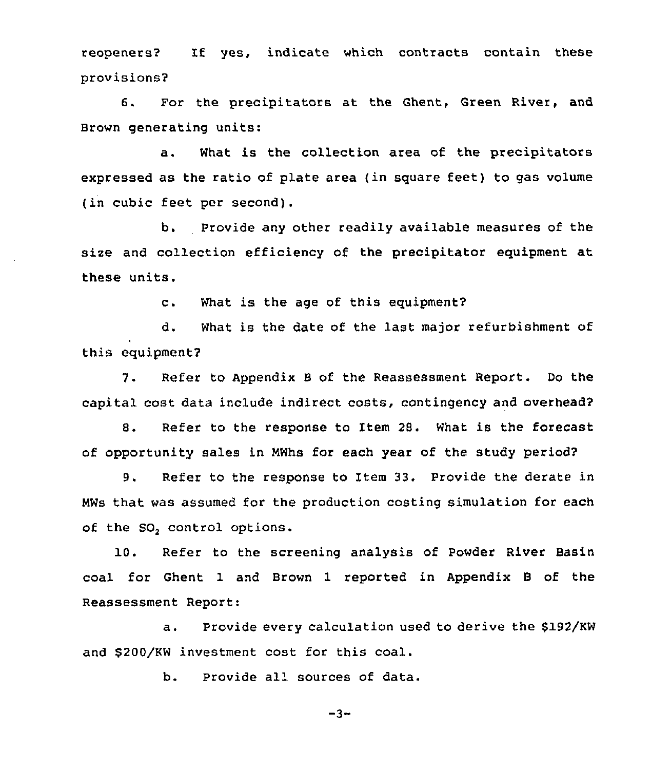reopeners? If yes, indicate which contracts contain these provisions?

6. For the precipitators at the Ghent, Green River, and Brown generating units:

a. What is the collection area of the precipitators expressed as the ratio of plate area (in square feet) to gas volume (in cubic feet per second).

b. Provide any other readily available measures of the size and collection efficiency of the precipitator equipment at these units.

c. What is the age of this equipment?

d. What is the date of the last major refurbishment of this equipment?

7. Refer to Appendix B of the Reassessment Report. Do the capital cost data include indirect costs, contingency and overhead?

8. Refer to the response to Item 28. What is the forecast of opportunity sales in MWhs for each year of the study period?

9. Refer to the response to Item 33. Provide the derate in MWs that was assumed for the production costing simulation for each of the $SO_2$ control options.

10. Refer to the screening analysis of Powder River Basin coal for Ghent 1 and Brown 1 reported in Appendix B of the Reassessment Report:

a. Provide every calculation used to derive the $192/KW and $200/KW investment cost for this coal.

b. Provide all sources of data.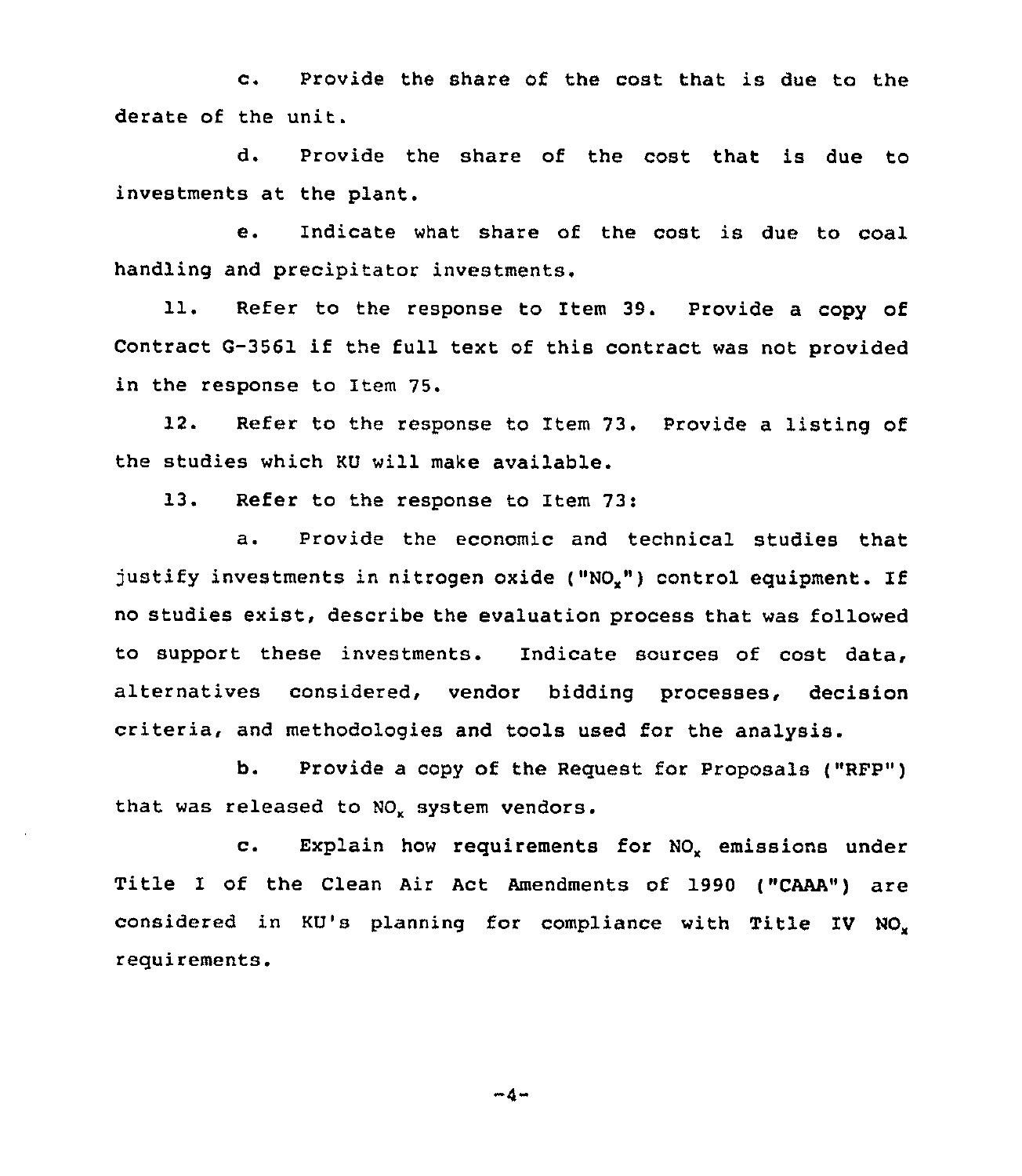c. Provide the share of the cost that is due to the derate of the unit.

d. Provide the share of the cost that is due to investments at the plant.

e. Indicate what share of the cost is due to coal handling and precipitator investments.

11. Refer to the response to Item 39. Provide a copy of Contract G-3561 if the full text of this contract was not provided in the response to Item 75.

12. Refer to the response to Item 73. Provide a listing of the studies which KU will make available.

13. Refer to the response to Item 73:

a. Provide the economic and technical studies that justify investments in nitrogen oxide ("$NO_x$") control equipment. If no studies exist, describe the evaluation process that was followed to support these investments. Indicate sources of cost data, alternatives considered, vendor bidding processes, decision criteria, and methodologies and tools used for the analysis.

b. Provide a copy of the Request for Proposals ("RFP") that was released to $NO_x$ system vendors.

c. Explain how requirements for $NO_x$ emissions under Title I of the Clean Air Act Amendments of 1990 ("CAAA") are considered in KU's planning for compliance with Title IV $NO_x$ requirements.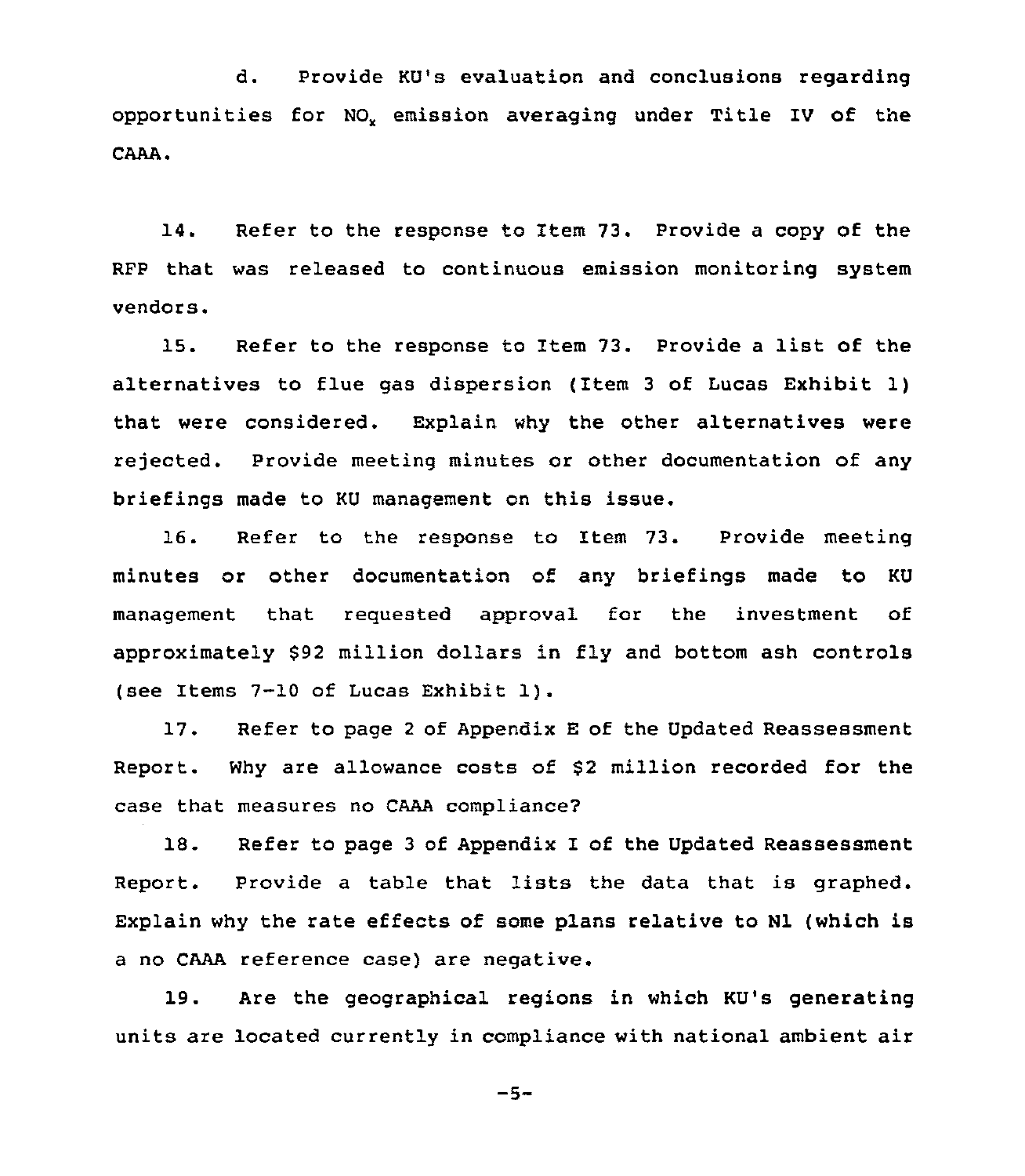d. Provide KU's evaluation and conclusions regarding opportunities for $NO_x$ emission averaging under Title IV of the CAAA.

14. Refer to the response to Item 73. Provide a copy of the RFP that was released to continuous emission monitoring system vendors.

15. Refer to the response to Item 73. Provide a list of the alternatives to flue gas dispersion (Item 3 of Lucas Exhibit 1) that were considered. Explain why the other alternatives were rejected. Provide meeting minutes or other documentation of any briefings made to KU management on this issue.

16. Refer to the response to Item 73. Provide meeting minutes or other documentation of any briefings made to KU management that requested approval for the investment of approximately $92 million dollars in fly and bottom ash controls (see Items 7-10 of Lucas Exhibit 1).

17. Refer to page 2 of Appendix E of the Updated Reassessment Report. Why are allowance costs of $2 million recorded for the case that measures no CAAA compliance?

18. Refer to page 3 of Appendix I of the Updated Reassessment Report. Provide a table that lists the data that is graphed. Explain why the rate effects of some plans relative to N1 (which is a no CAAA reference case) are negative.

19. Are the geographical regions in which KU's generating units are located currently in compliance with national ambient air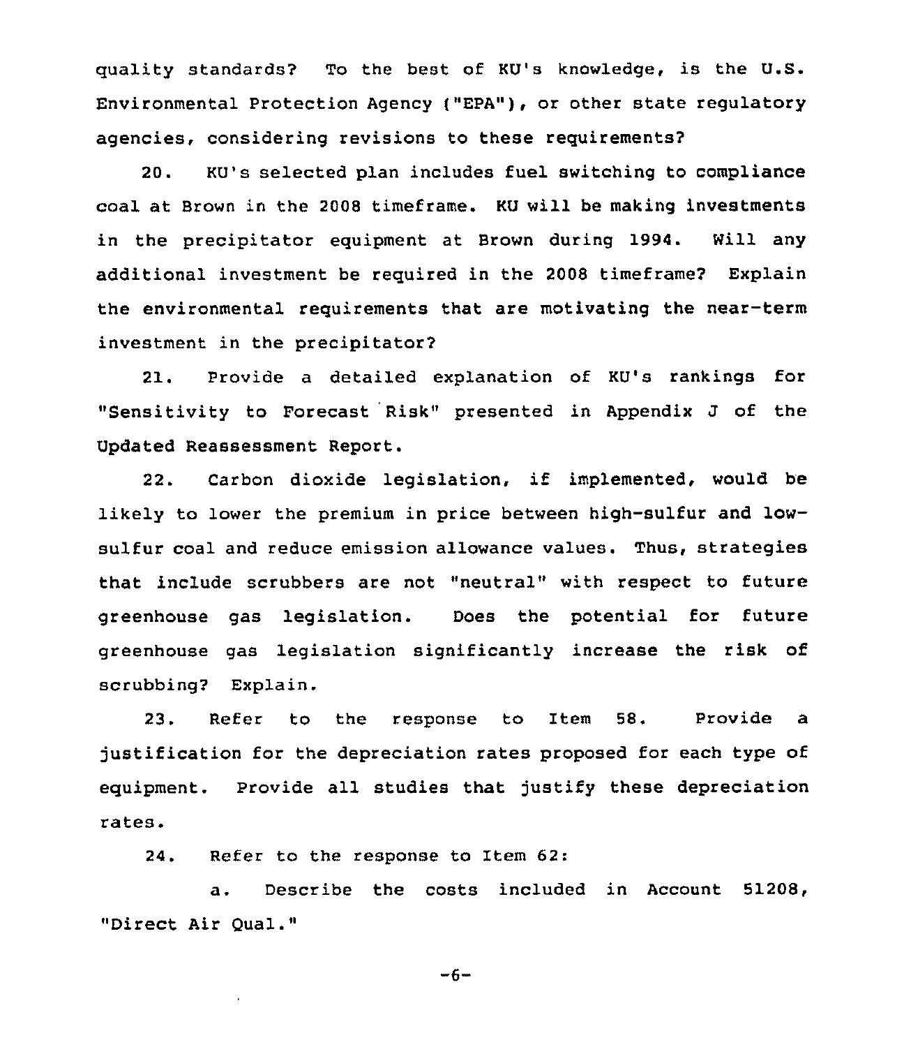quality standards? To the best of KU's knowledge, is the U.S. Environmental Protection Agency ("EPA"), or other state regulatory agencies, considering revisions to these requirements?

20. KU's selected plan includes fuel switching to compliance coal at Brown in the 2008 timeframe. KU will be making investments in the precipitator equipment at Brown during 1994. Will any additional investment be required in the 2008 timeframe? Explain the environmental requirements that are motivating the near-term investment in the precipitator?

21. Provide a detailed explanation of KU's rankings for "Sensitivity to Forecast Risk" presented in Appendix J of the Updated Reassessment Report.

22. Carbon dioxide legislation, if implemented, would be likely to lower the premium in price between high-sulfur and low-sulfur coal and reduce emission allowance values. Thus, strategies that include scrubbers are not "neutral" with respect to future greenhouse gas legislation. Does the potential for future greenhouse gas legislation significantly increase the risk of scrubbing? Explain.

23. Refer to the response to Item 58. Provide a justification for the depreciation rates proposed for each type of equipment. Provide all studies that justify these depreciation rates.

24. Refer to the response to Item 62:

a. Describe the costs included in Account 51208, "Direct Air Qual."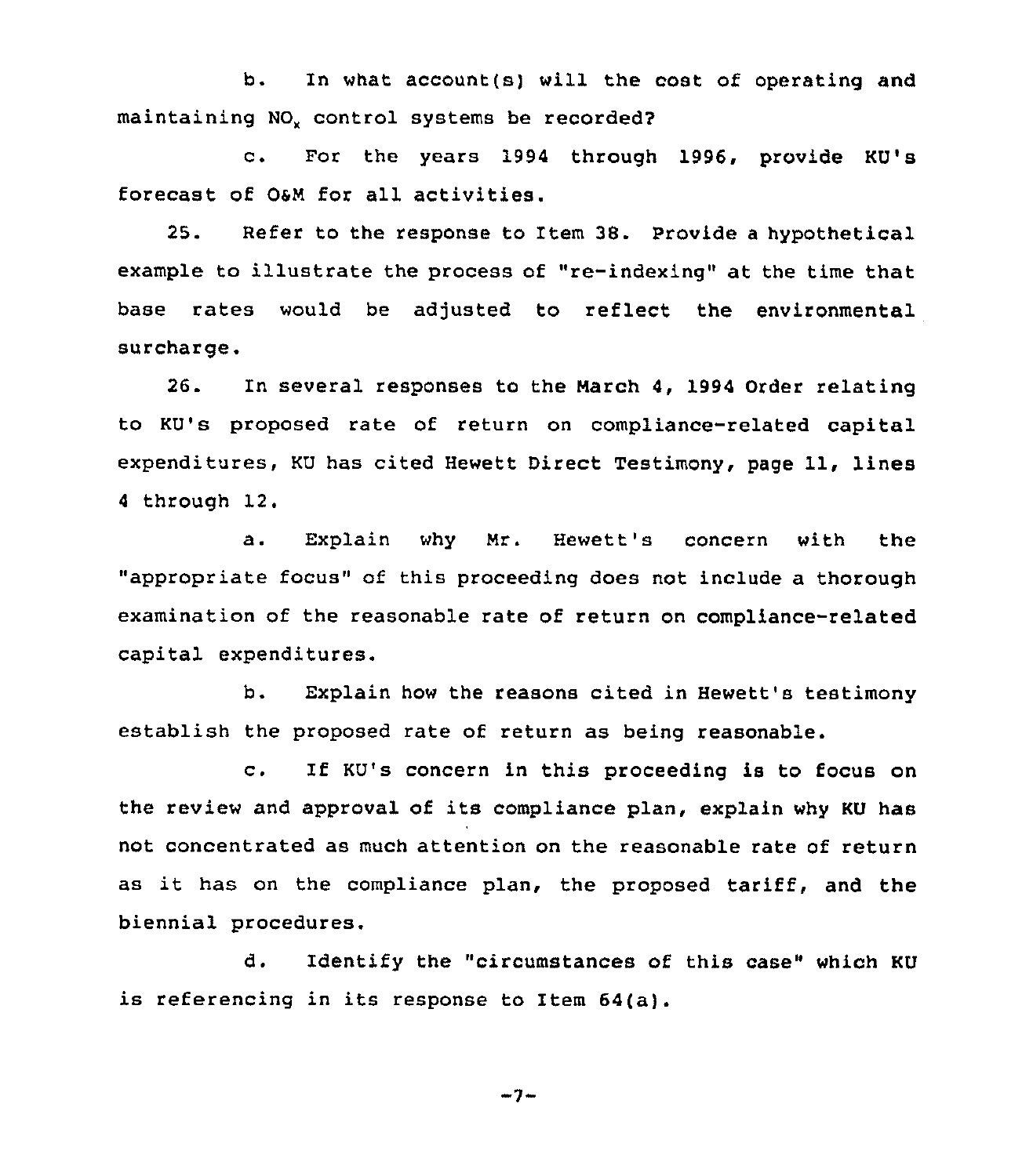b. In what account(s) will the cost of operating and maintaining $NO_x$ control systems be recorded?

c. For the years 1994 through 1996, provide KU's forecast of O&M for all activities.

25. Refer to the response to Item 38. Provide a hypothetical example to illustrate the process of "re-indexing" at the time that base rates would be adjusted to reflect the environmental surcharge.

26. In several responses to the March 4, 1994 Order relating to KU's proposed rate of return on compliance-related capital expenditures, KU has cited Hewett Direct Testimony, page 11, lines 4 through 12.

a. Explain why Mr. Hewett's concern with the "appropriate focus" of this proceeding does not include a thorough examination of the reasonable rate of return on compliance-related capital expenditures.

b. Explain how the reasons cited in Hewett's testimony establish the proposed rate of return as being reasonable.

c. If KU's concern in this proceeding is to focus on the review and approval of its compliance plan, explain why KU has not concentrated as much attention on the reasonable rate of return as it has on the compliance plan, the proposed tariff, and the biennial procedures.

d. Identify the "circumstances of this case" which KU is referencing in its response to Item 64(a).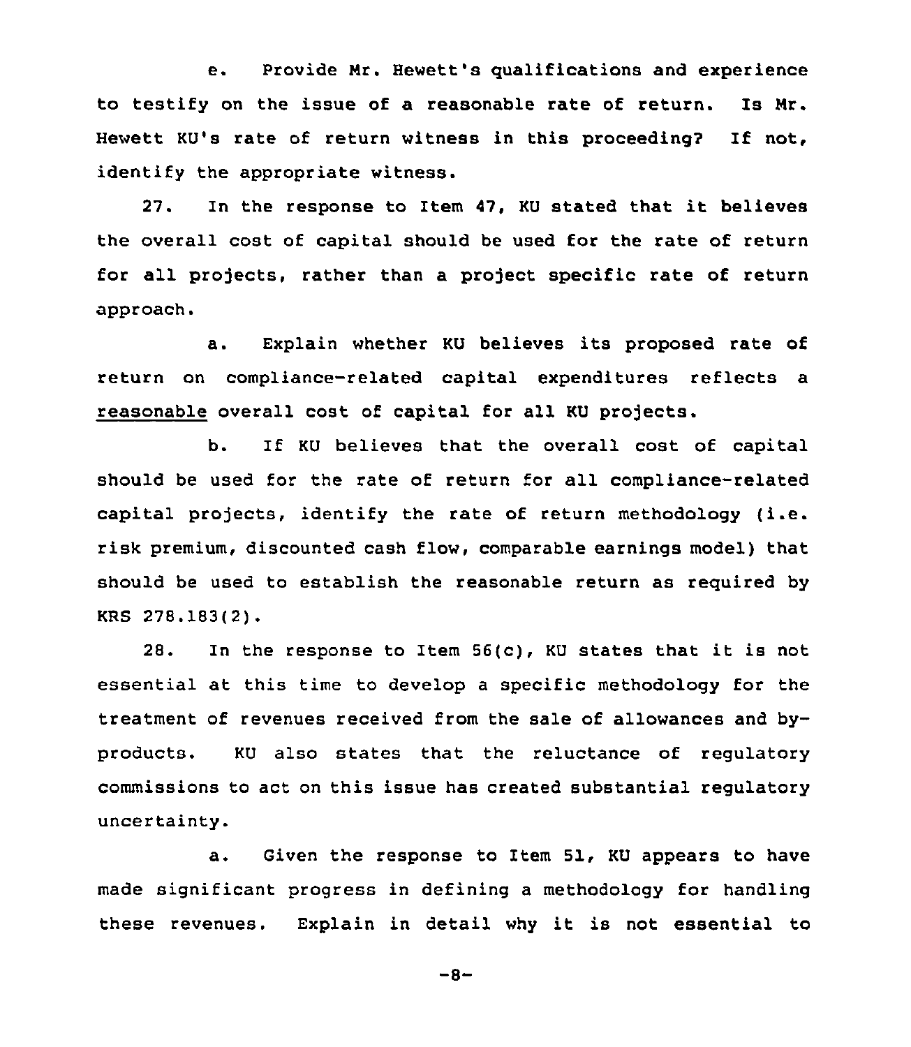e. Provide Mr. Hewett's qualifications and experience to testify on the issue of a reasonable rate of return. Is Mr. Hewett KU's rate of return witness in this proceeding? If not, identify the appropriate witness.

27. In the response to Item 47, KU stated that it believes the overall cost of capital should be used for the rate of return for all projects, rather than a project specific rate of return approach.

a. Explain whether KU believes its proposed rate of return on compliance-related capital expenditures reflects a <u>reasonable</u> overall cost of capital for all KU projects.

b. If KU believes that the overall cost of capital should be used for the rate of return for all compliance-related capital projects, identify the rate of return methodology (i.e. risk premium, discounted cash flow, comparable earnings model) that should be used to establish the reasonable return as required by KRS 278.183(2).

28. In the response to Item 56(c), KU states that it is not essential at this time to develop a specific methodology for the treatment of revenues received from the sale of allowances and by-products. KU also states that the reluctance of regulatory commissions to act on this issue has created substantial regulatory uncertainty.

a. Given the response to Item 51, KU appears to have made significant progress in defining a methodology for handling these revenues. Explain in detail why it is not essential to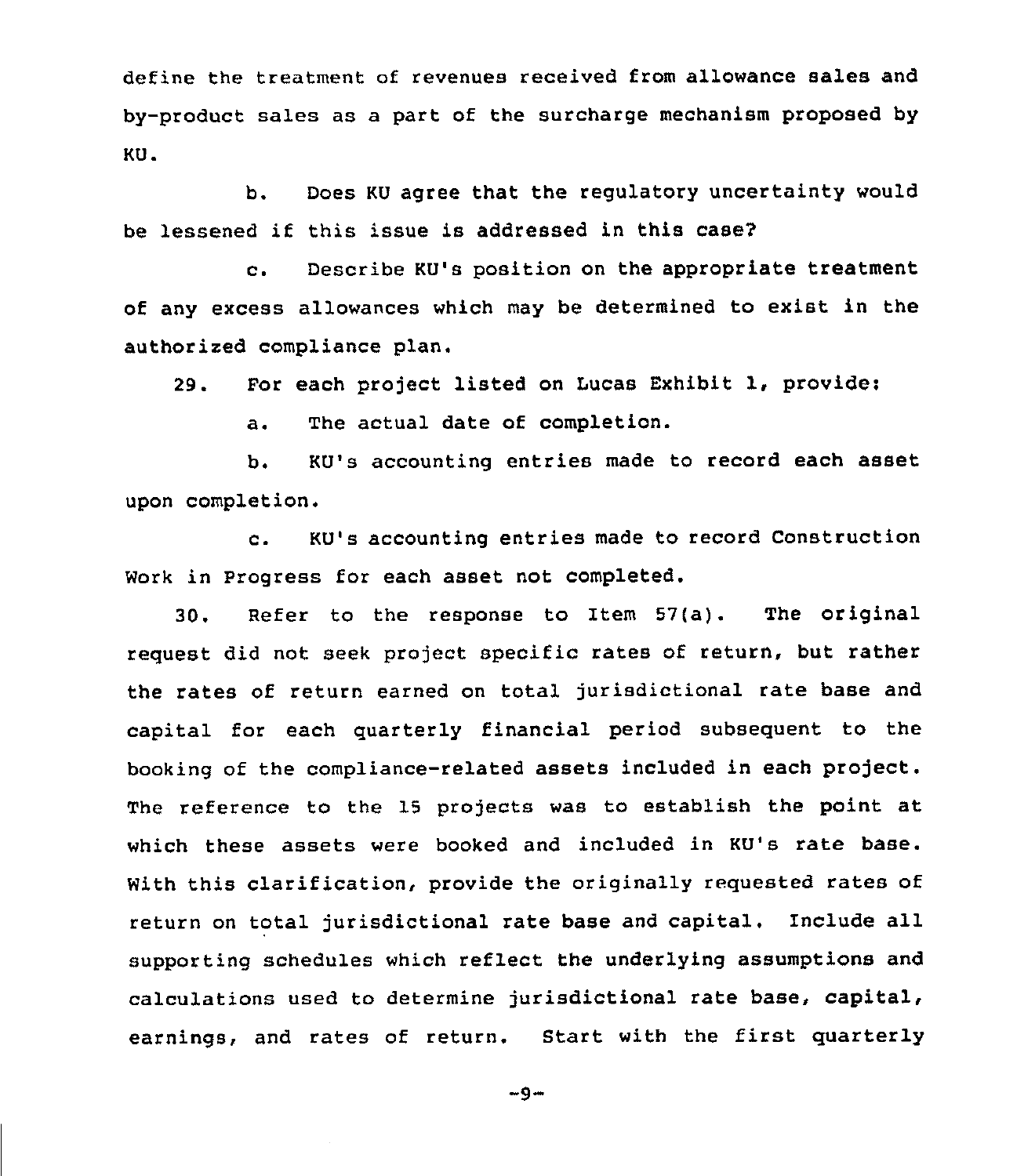define the treatment of revenues received from allowance sales and by-product sales as a part of the surcharge mechanism proposed by KU.

b. Does KU agree that the regulatory uncertainty would be lessened if this issue is addressed in this case?

c. Describe KU's position on the appropriate treatment of any excess allowances which may be determined to exist in the authorized compliance plan.

29. For each project listed on Lucas Exhibit 1, provide:

a. The actual date of completion.

b. KU's accounting entries made to record each asset upon completion.

c. KU's accounting entries made to record Construction Work in Progress for each asset not completed.

30. Refer to the response to Item 57(a). The original request did not seek project specific rates of return, but rather the rates of return earned on total jurisdictional rate base and capital for each quarterly financial period subsequent to the booking of the compliance-related assets included in each project. The reference to the 15 projects was to establish the point at which these assets were booked and included in KU's rate base. With this clarification, provide the originally requested rates of return on total jurisdictional rate base and capital. Include all supporting schedules which reflect the underlying assumptions and calculations used to determine jurisdictional rate base, capital, earnings, and rates of return. Start with the first quarterly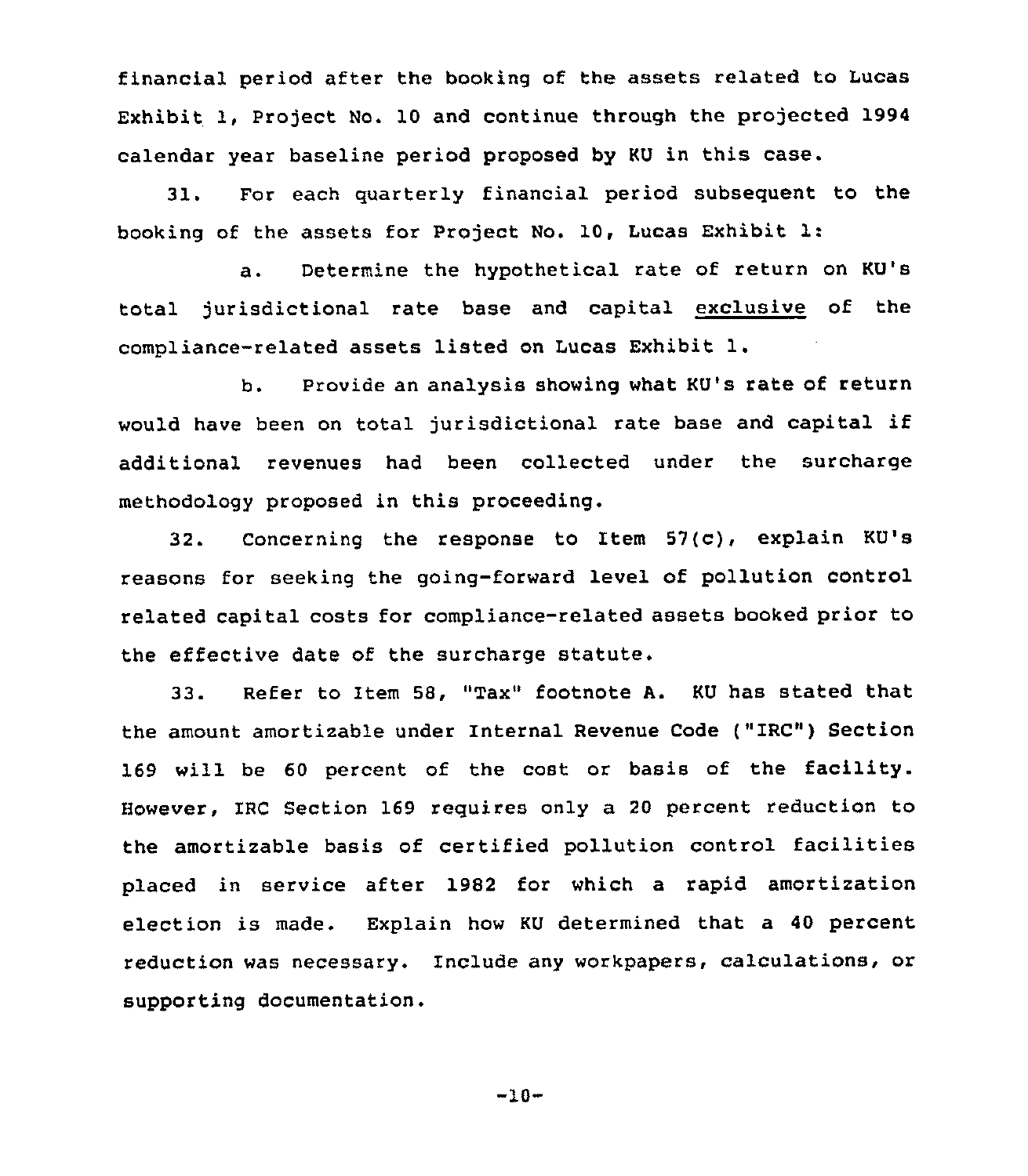financial period after the booking of the assets related to Lucas Exhibit 1, Project No. 10 and continue through the projected 1994 calendar year baseline period proposed by KU in this case.

31. For each quarterly financial period subsequent to the booking of the assets for Project No. 10, Lucas Exhibit 1:

a. Determine the hypothetical rate of return on KU's total jurisdictional rate base and capital exclusive of the compliance-related assets listed on Lucas Exhibit 1.

b. Provide an analysis showing what KU's rate of return would have been on total jurisdictional rate base and capital if additional revenues had been collected under the surcharge methodology proposed in this proceeding.

32. Concerning the response to Item 57(c), explain KU's reasons for seeking the going-forward level of pollution control related capital costs for compliance-related assets booked prior to the effective date of the surcharge statute.

33. Refer to Item 58, "Tax" footnote A. KU has stated that the amount amortizable under Internal Revenue Code ("IRC") Section 169 will be 60 percent of the cost or basis of the facility. However, IRC Section 169 requires only a 20 percent reduction to the amortizable basis of certified pollution control facilities placed in service after 1982 for which a rapid amortization election is made. Explain how KU determined that a 40 percent reduction was necessary. Include any workpapers, calculations, or supporting documentation.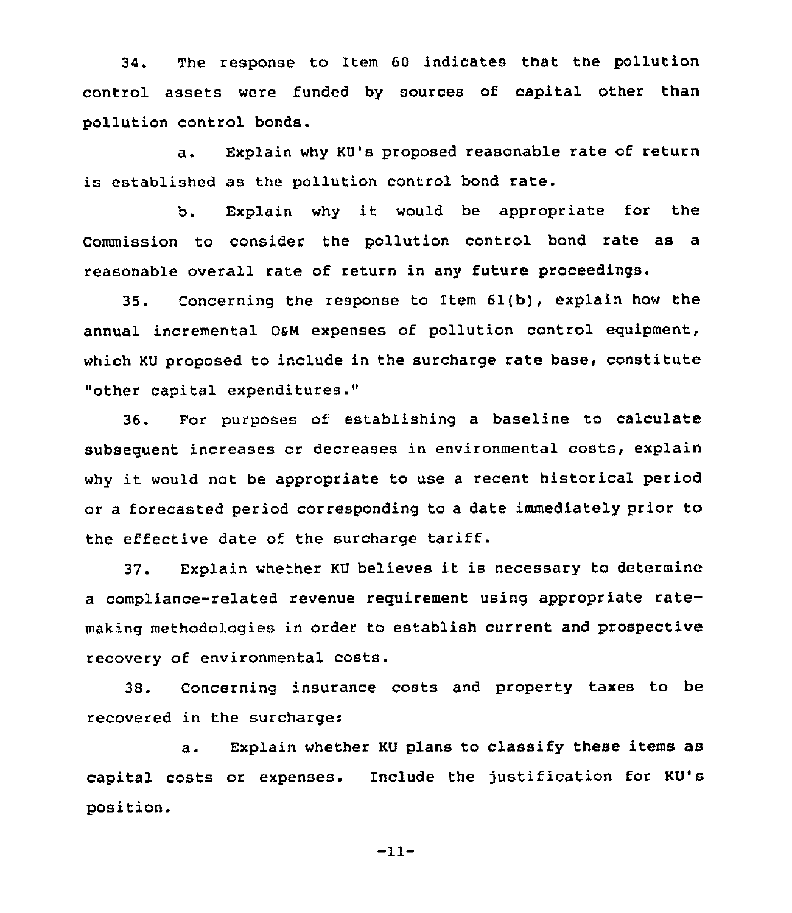34. The response to Item 60 indicates that the pollution control assets were funded by sources of capital other than pollution control bonds.

a. Explain why KU's proposed reasonable rate of return is established as the pollution control bond rate.

b. Explain why it would be appropriate for the Commission to consider the pollution control bond rate as a reasonable overall rate of return in any future proceedings.

35. Concerning the response to Item 61(b), explain how the annual incremental O&M expenses of pollution control equipment, which KU proposed to include in the surcharge rate base, constitute "other capital expenditures."

36. For purposes of establishing a baseline to calculate subsequent increases or decreases in environmental costs, explain why it would not be appropriate to use a recent historical period or a forecasted period corresponding to a date immediately prior to the effective date of the surcharge tariff.

37. Explain whether KU believes it is necessary to determine a compliance-related revenue requirement using appropriate rate-making methodologies in order to establish current and prospective recovery of environmental costs.

38. Concerning insurance costs and property taxes to be recovered in the surcharge:

a. Explain whether KU plans to classify these items as capital costs or expenses. Include the justification for KU's position.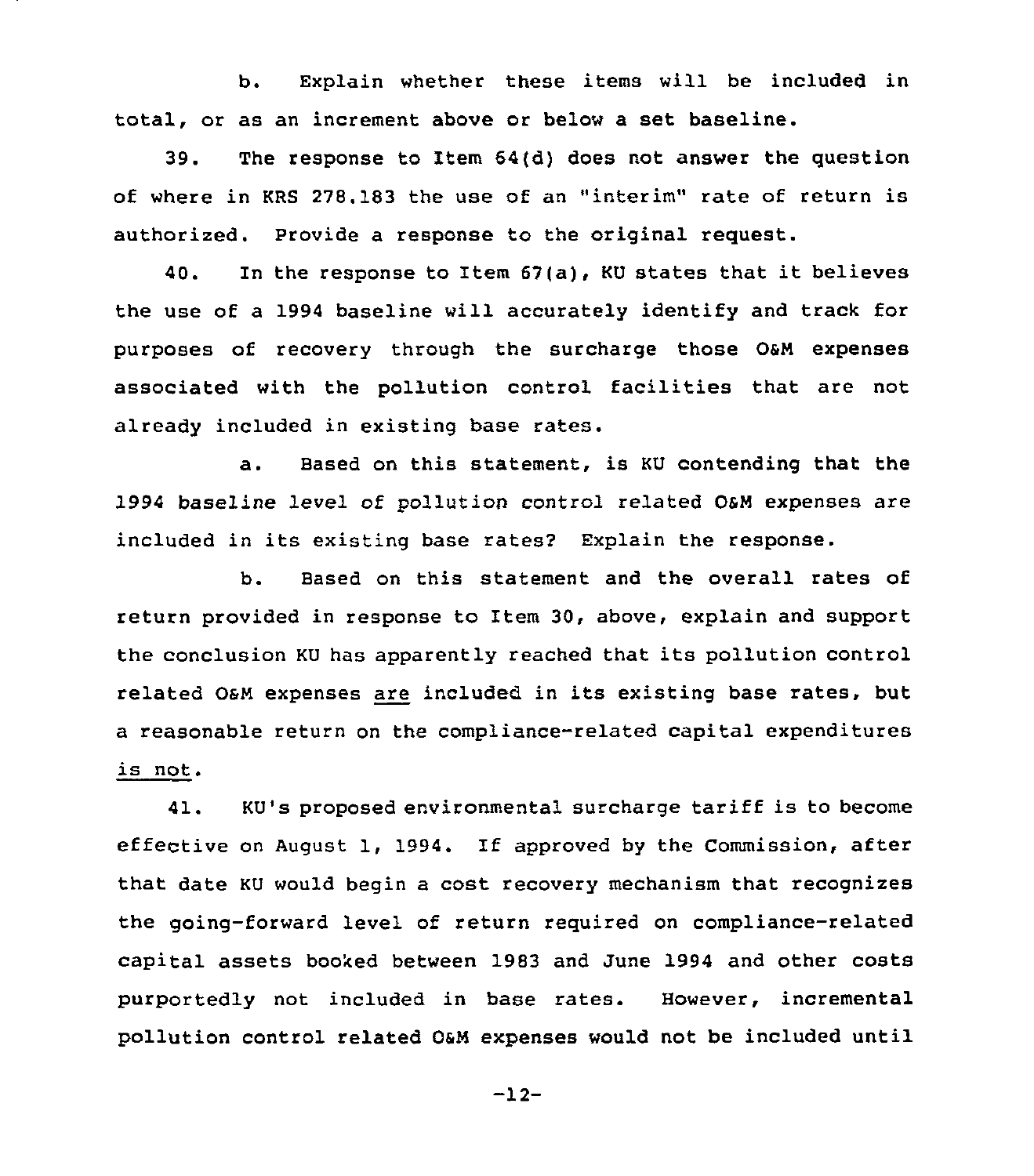b. Explain whether these items will be included in total, or as an increment above or below a set baseline.

39. The response to Item 64(d) does not answer the question of where in KRS 278.183 the use of an "interim" rate of return is authorized. Provide a response to the original request.

40. In the response to Item 67(a), KU states that it believes the use of a 1994 baseline will accurately identify and track for purposes of recovery through the surcharge those O&M expenses associated with the pollution control facilities that are not already included in existing base rates.

a. Based on this statement, is KU contending that the 1994 baseline level of pollution control related O&M expenses are included in its existing base rates? Explain the response.

b. Based on this statement and the overall rates of return provided in response to Item 30, above, explain and support the conclusion KU has apparently reached that its pollution control related O&M expenses <u>are</u> included in its existing base rates, but a reasonable return on the compliance-related capital expenditures <u>is not</u>.

41. KU's proposed environmental surcharge tariff is to become effective on August 1, 1994. If approved by the Commission, after that date KU would begin a cost recovery mechanism that recognizes the going-forward level of return required on compliance-related capital assets booked between 1983 and June 1994 and other costs purportedly not included in base rates. However, incremental pollution control related O&M expenses would not be included until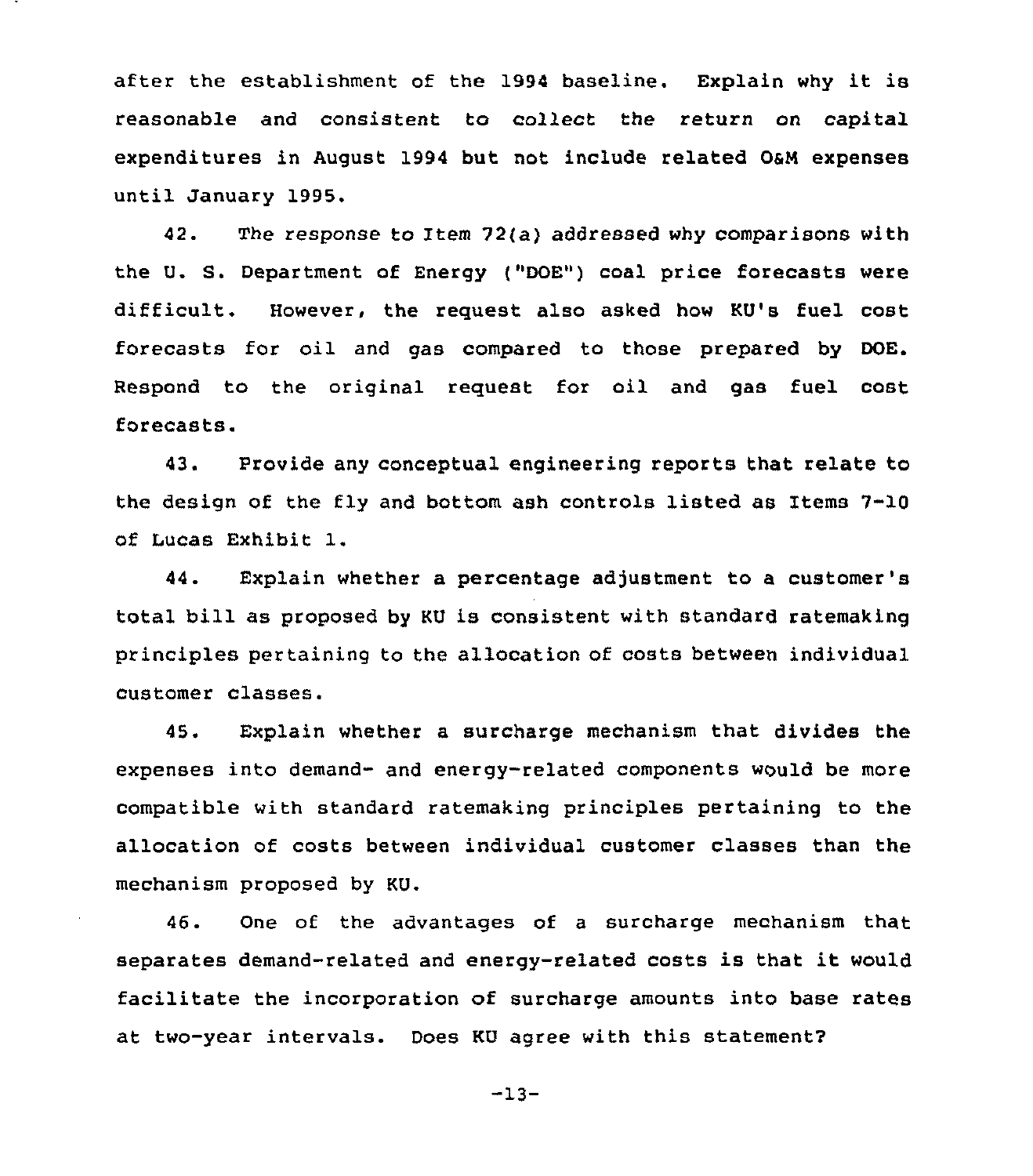after the establishment of the 1994 baseline. Explain why it is reasonable and consistent to collect the return on capital expenditures in August 1994 but not include related O&M expenses until January 1995.

42. The response to Item 72(a) addressed why comparisons with the U. S. Department of Energy ("DOE") coal price forecasts were difficult. However, the request also asked how KU's fuel cost forecasts for oil and gas compared to those prepared by DOE. Respond to the original request for oil and gas fuel cost forecasts.

43. Provide any conceptual engineering reports that relate to the design of the fly and bottom ash controls listed as Items 7-10 of Lucas Exhibit 1.

44. Explain whether a percentage adjustment to a customer's total bill as proposed by KU is consistent with standard ratemaking principles pertaining to the allocation of costs between individual customer classes.

45. Explain whether a surcharge mechanism that divides the expenses into demand- and energy-related components would be more compatible with standard ratemaking principles pertaining to the allocation of costs between individual customer classes than the mechanism proposed by KU.

46. One of the advantages of a surcharge mechanism that separates demand-related and energy-related costs is that it would facilitate the incorporation of surcharge amounts into base rates at two-year intervals. Does KU agree with this statement?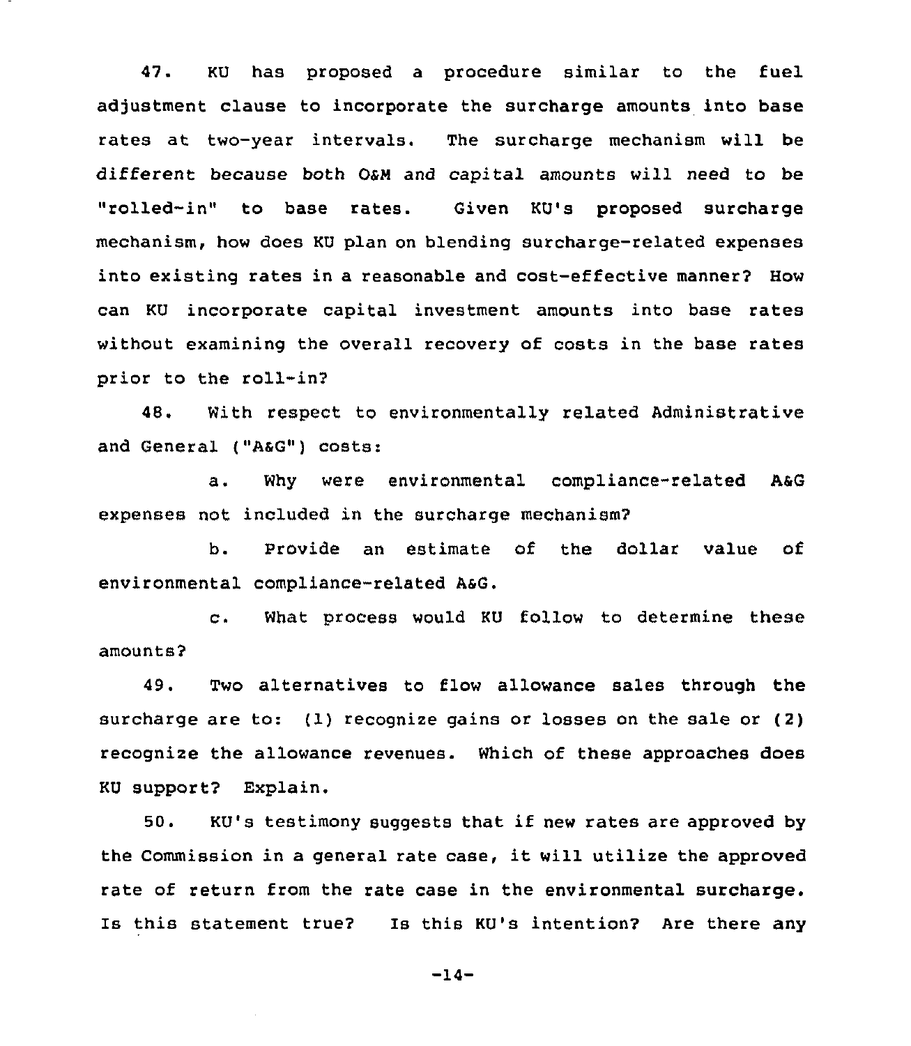47. KU has proposed a procedure similar to the fuel adjustment clause to incorporate the surcharge amounts into base rates at two-year intervals. The surcharge mechanism will be different because both O&M and capital amounts will need to be "rolled-in" to base rates. Given KU's proposed surcharge mechanism, how does KU plan on blending surcharge-related expenses into existing rates in a reasonable and cost-effective manner? How can KU incorporate capital investment amounts into base rates without examining the overall recovery of costs in the base rates prior to the roll-in?

48. With respect to environmentally related Administrative and General ("A&G") costs:

a. Why were environmental compliance-related A&G expenses not included in the surcharge mechanism?

b. Provide an estimate of the dollar value of environmental compliance-related A&G.

c. What process would KU follow to determine these amounts?

49. Two alternatives to flow allowance sales through the surcharge are to: (1) recognize gains or losses on the sale or (2) recognize the allowance revenues. Which of these approaches does KU support? Explain.

50. KU's testimony suggests that if new rates are approved by the Commission in a general rate case, it will utilize the approved rate of return from the rate case in the environmental surcharge. Is this statement true? Is this KU's intention? Are there any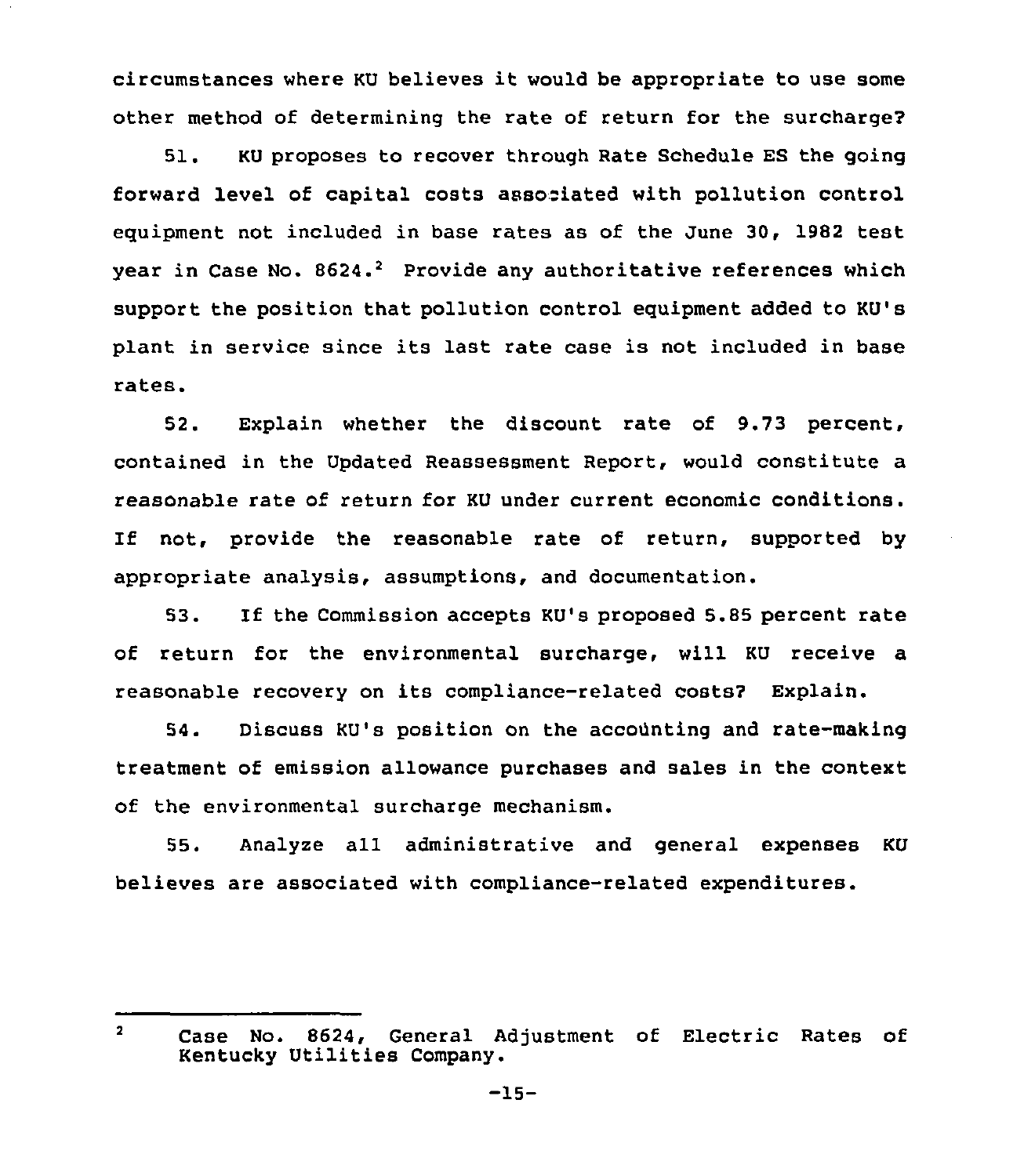circumstances where KU believes it would be appropriate to use some other method of determining the rate of return for the surcharge?

51. KU proposes to recover through Rate Schedule ES the going forward level of capital costs associated with pollution control equipment not included in base rates as of the June 30, 1982 test year in Case No. 8624.[2] Provide any authoritative references which support the position that pollution control equipment added to KU's plant in service since its last rate case is not included in base rates.

52. Explain whether the discount rate of 9.73 percent, contained in the Updated Reassessment Report, would constitute a reasonable rate of return for KU under current economic conditions. If not, provide the reasonable rate of return, supported by appropriate analysis, assumptions, and documentation.

53. If the Commission accepts KU's proposed 5.85 percent rate of return for the environmental surcharge, will KU receive a reasonable recovery on its compliance-related costs? Explain.

54. Discuss KU's position on the accounting and rate-making treatment of emission allowance purchases and sales in the context of the environmental surcharge mechanism.

55. Analyze all administrative and general expenses KU believes are associated with compliance-related expenditures.

---

[2] Case No. 8624, General Adjustment of Electric Rates of Kentucky Utilities Company.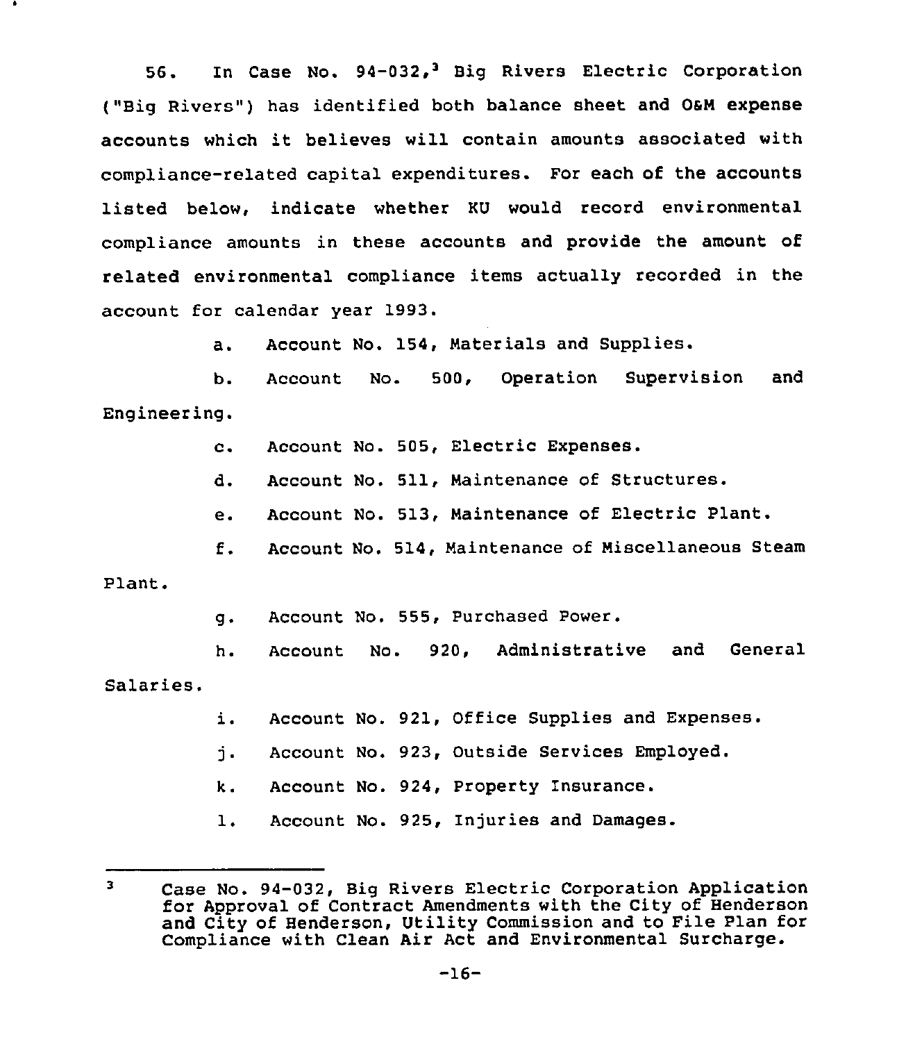56. In Case No. 94-032,[3] Big Rivers Electric Corporation ("Big Rivers") has identified both balance sheet and O&M expense accounts which it believes will contain amounts associated with compliance-related capital expenditures. For each of the accounts listed below, indicate whether KU would record environmental compliance amounts in these accounts and provide the amount of related environmental compliance items actually recorded in the account for calendar year 1993.

a. Account No. 154, Materials and Supplies.

b. Account No. 500, Operation Supervision and Engineering.

c. Account No. 505, Electric Expenses.

d. Account No. 511, Maintenance of Structures.

e. Account No. 513, Maintenance of Electric Plant.

f. Account No. 514, Maintenance of Miscellaneous Steam Plant.

g. Account No. 555, Purchased Power.

h. Account No. 920, Administrative and General Salaries.

i. Account No. 921, Office Supplies and Expenses.

j. Account No. 923, Outside Services Employed.

k. Account No. 924, Property Insurance.

l. Account No. 925, Injuries and Damages.

---

[3] Case No. 94-032, Big Rivers Electric Corporation Application for Approval of Contract Amendments with the City of Henderson and City of Henderson, Utility Commission and to File Plan for Compliance with Clean Air Act and Environmental Surcharge.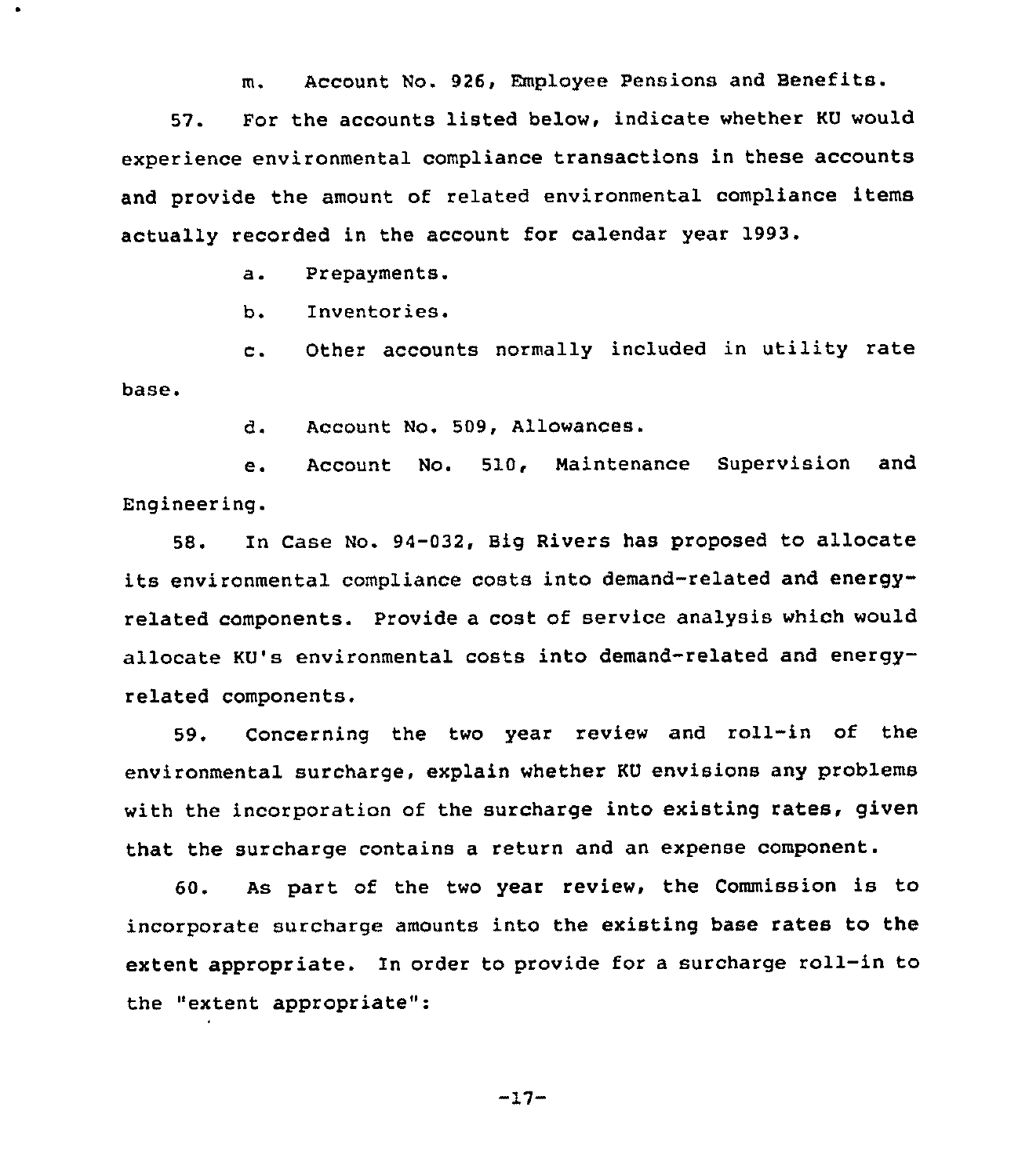m. Account No. 926, Employee Pensions and Benefits.

57. For the accounts listed below, indicate whether KU would experience environmental compliance transactions in these accounts and provide the amount of related environmental compliance items actually recorded in the account for calendar year 1993.

a. Prepayments.

b. Inventories.

c. Other accounts normally included in utility rate base.

d. Account No. 509, Allowances.

e. Account No. 510, Maintenance Supervision and Engineering.

58. In Case No. 94-032, Big Rivers has proposed to allocate its environmental compliance costs into demand-related and energy-related components. Provide a cost of service analysis which would allocate KU's environmental costs into demand-related and energy-related components.

59. Concerning the two year review and roll-in of the environmental surcharge, explain whether KU envisions any problems with the incorporation of the surcharge into existing rates, given that the surcharge contains a return and an expense component.

60. As part of the two year review, the Commission is to incorporate surcharge amounts into the existing base rates to the extent appropriate. In order to provide for a surcharge roll-in to the "extent appropriate":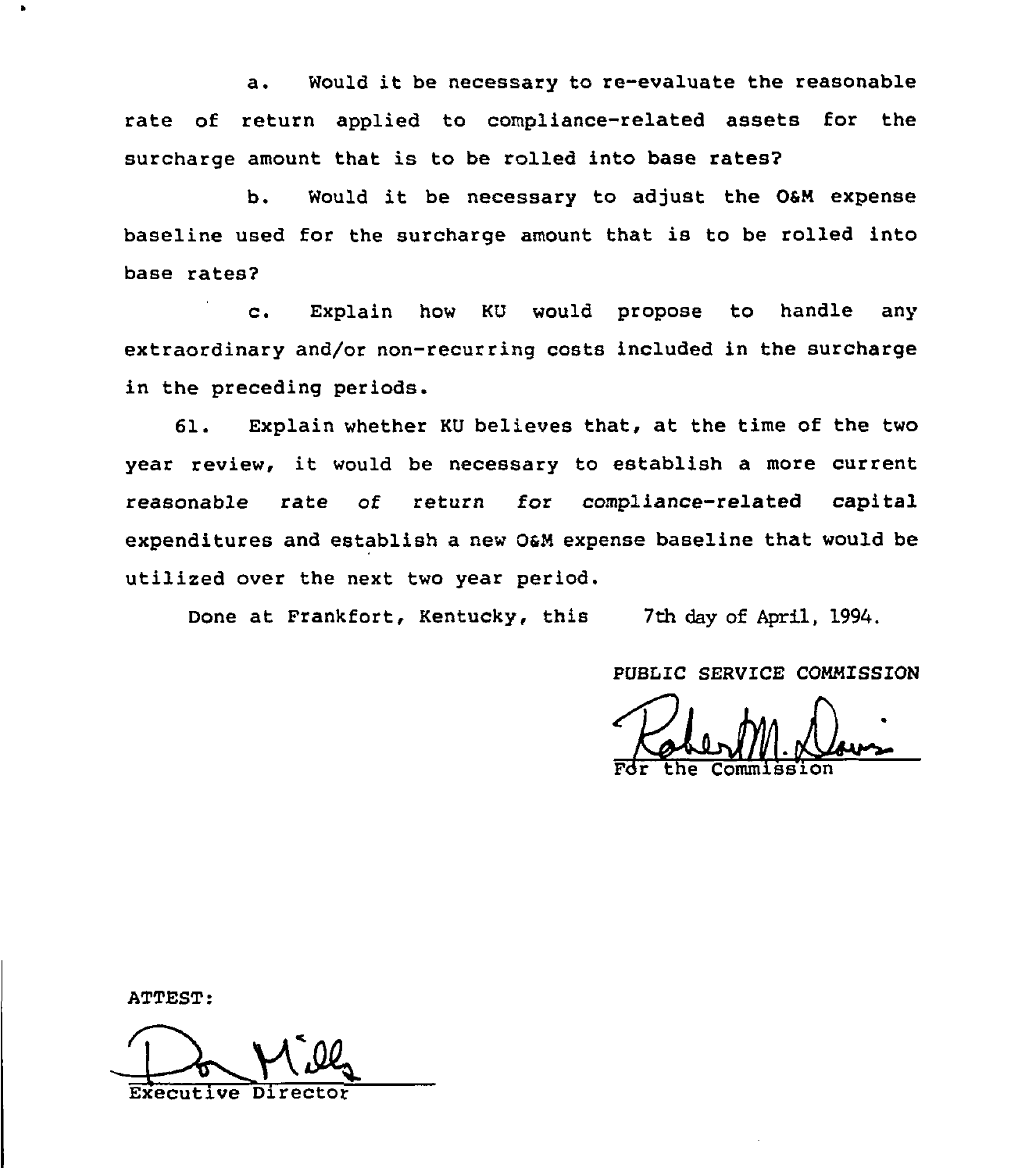a. Would it be necessary to re-evaluate the reasonable rate of return applied to compliance-related assets for the surcharge amount that is to be rolled into base rates?

b. Would it be necessary to adjust the O&M expense baseline used for the surcharge amount that is to be rolled into base rates?

c. Explain how KU would propose to handle any extraordinary and/or non-recurring costs included in the surcharge in the preceding periods.

61. Explain whether KU believes that, at the time of the two year review, it would be necessary to establish a more current reasonable rate of return for compliance-related capital expenditures and establish a new O&M expense baseline that would be utilized over the next two year period.

Done at Frankfort, Kentucky, this 7th day of April, 1994.

PUBLIC SERVICE COMMISSION

For the Commission

ATTEST:

Executive Director